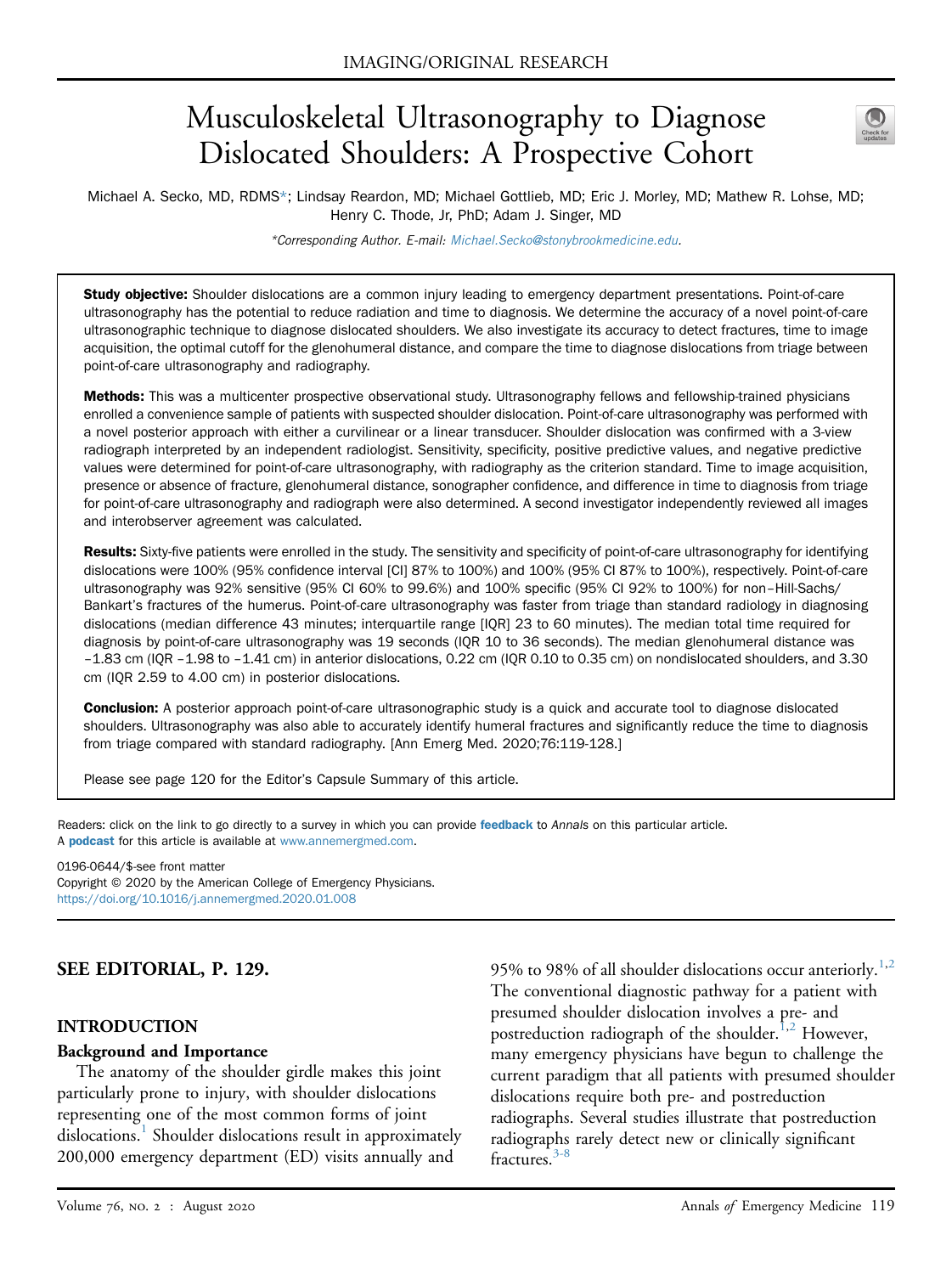IMAGING/ORIGINAL RESEARCH

# Musculoskeletal Ultrasonography to Diagnose Dislocated Shoulders: A Prospective Cohort

Michael A. Secko, MD, RDMS*; Lindsay Reardon, MD; Michael Gottlieb, MD; Eric J. Morley, MD; Mathew R. Lohse, MD; Henry C. Thode, Jr, PhD; Adam J. Singer, MD

*Corresponding Author. E-mail: Michael.Secko@stonybrookmedicine.edu.

**Study objective:** Shoulder dislocations are a common injury leading to emergency department presentations. Point-of-care ultrasonography has the potential to reduce radiation and time to diagnosis. We determine the accuracy of a novel point-of-care ultrasonographic technique to diagnose dislocated shoulders. We also investigate its accuracy to detect fractures, time to image acquisition, the optimal cutoff for the glenohumeral distance, and compare the time to diagnose dislocations from triage between point-of-care ultrasonography and radiography.

**Methods:** This was a multicenter prospective observational study. Ultrasonography fellows and fellowship-trained physicians enrolled a convenience sample of patients with suspected shoulder dislocation. Point-of-care ultrasonography was performed with a novel posterior approach with either a curvilinear or a linear transducer. Shoulder dislocation was confirmed with a 3-view radiograph interpreted by an independent radiologist. Sensitivity, specificity, positive predictive values, and negative predictive values were determined for point-of-care ultrasonography, with radiography as the criterion standard. Time to image acquisition, presence or absence of fracture, glenohumeral distance, sonographer confidence, and difference in time to diagnosis from triage for point-of-care ultrasonography and radiograph were also determined. A second investigator independently reviewed all images and interobserver agreement was calculated.

**Results:** Sixty-five patients were enrolled in the study. The sensitivity and specificity of point-of-care ultrasonography for identifying dislocations were 100% (95% confidence interval [CI] 87% to 100%) and 100% (95% CI 87% to 100%), respectively. Point-of-care ultrasonography was 92% sensitive (95% CI 60% to 99.6%) and 100% specific (95% CI 92% to 100%) for non–Hill-Sachs/Bankart's fractures of the humerus. Point-of-care ultrasonography was faster from triage than standard radiology in diagnosing dislocations (median difference 43 minutes; interquartile range [IQR] 23 to 60 minutes). The median total time required for diagnosis by point-of-care ultrasonography was 19 seconds (IQR 10 to 36 seconds). The median glenohumeral distance was –1.83 cm (IQR –1.98 to –1.41 cm) in anterior dislocations, 0.22 cm (IQR 0.10 to 0.35 cm) on nondislocated shoulders, and 3.30 cm (IQR 2.59 to 4.00 cm) in posterior dislocations.

**Conclusion:** A posterior approach point-of-care ultrasonographic study is a quick and accurate tool to diagnose dislocated shoulders. Ultrasonography was also able to accurately identify humeral fractures and significantly reduce the time to diagnosis from triage compared with standard radiography. [Ann Emerg Med. 2020;76:119-128.]

Please see page 120 for the Editor's Capsule Summary of this article.

Readers: click on the link to go directly to a survey in which you can provide **feedback** to *Annals* on this particular article.
A **podcast** for this article is available at www.annemergmed.com.

0196-0644/$-see front matter
Copyright © 2020 by the American College of Emergency Physicians.
https://doi.org/10.1016/j.annemergmed.2020.01.008

**SEE EDITORIAL, P. 129.**

## INTRODUCTION

### Background and Importance

The anatomy of the shoulder girdle makes this joint particularly prone to injury, with shoulder dislocations representing one of the most common forms of joint dislocations.[1] Shoulder dislocations result in approximately 200,000 emergency department (ED) visits annually and 95% to 98% of all shoulder dislocations occur anteriorly.[1,2] The conventional diagnostic pathway for a patient with presumed shoulder dislocation involves a pre- and postreduction radiograph of the shoulder.[1,2] However, many emergency physicians have begun to challenge the current paradigm that all patients with presumed shoulder dislocations require both pre- and postreduction radiographs. Several studies illustrate that postreduction radiographs rarely detect new or clinically significant fractures.[3-8]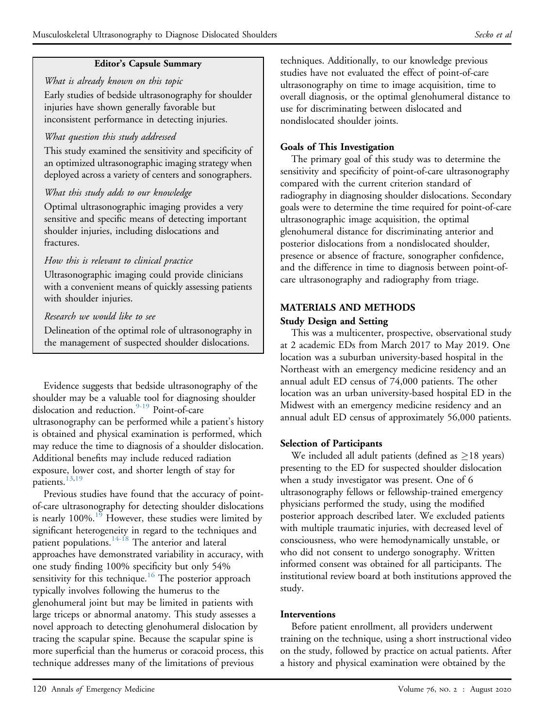**Editor's Capsule Summary**

*What is already known on this topic*

Early studies of bedside ultrasonography for shoulder injuries have shown generally favorable but inconsistent performance in detecting injuries.

*What question this study addressed*

This study examined the sensitivity and specificity of an optimized ultrasonographic imaging strategy when deployed across a variety of centers and sonographers.

*What this study adds to our knowledge*

Optimal ultrasonographic imaging provides a very sensitive and specific means of detecting important shoulder injuries, including dislocations and fractures.

*How this is relevant to clinical practice*

Ultrasonographic imaging could provide clinicians with a convenient means of quickly assessing patients with shoulder injuries.

*Research we would like to see*

Delineation of the optimal role of ultrasonography in the management of suspected shoulder dislocations.

Evidence suggests that bedside ultrasonography of the shoulder may be a valuable tool for diagnosing shoulder dislocation and reduction.[9-19] Point-of-care ultrasonography can be performed while a patient's history is obtained and physical examination is performed, which may reduce the time to diagnosis of a shoulder dislocation. Additional benefits may include reduced radiation exposure, lower cost, and shorter length of stay for patients.[13,19]

Previous studies have found that the accuracy of point-of-care ultrasonography for detecting shoulder dislocations is nearly 100%.[19] However, these studies were limited by significant heterogeneity in regard to the techniques and patient populations.[14-18] The anterior and lateral approaches have demonstrated variability in accuracy, with one study finding 100% specificity but only 54% sensitivity for this technique.[16] The posterior approach typically involves following the humerus to the glenohumeral joint but may be limited in patients with large triceps or abnormal anatomy. This study assesses a novel approach to detecting glenohumeral dislocation by tracing the scapular spine. Because the scapular spine is more superficial than the humerus or coracoid process, this technique addresses many of the limitations of previous techniques. Additionally, to our knowledge previous studies have not evaluated the effect of point-of-care ultrasonography on time to image acquisition, time to overall diagnosis, or the optimal glenohumeral distance to use for discriminating between dislocated and nondislocated shoulder joints.

### Goals of This Investigation

The primary goal of this study was to determine the sensitivity and specificity of point-of-care ultrasonography compared with the current criterion standard of radiography in diagnosing shoulder dislocations. Secondary goals were to determine the time required for point-of-care ultrasonographic image acquisition, the optimal glenohumeral distance for discriminating anterior and posterior dislocations from a nondislocated shoulder, presence or absence of fracture, sonographer confidence, and the difference in time to diagnosis between point-of-care ultrasonography and radiography from triage.

## MATERIALS AND METHODS

### Study Design and Setting

This was a multicenter, prospective, observational study at 2 academic EDs from March 2017 to May 2019. One location was a suburban university-based hospital in the Northeast with an emergency medicine residency and an annual adult ED census of 74,000 patients. The other location was an urban university-based hospital ED in the Midwest with an emergency medicine residency and an annual adult ED census of approximately 56,000 patients.

### Selection of Participants

We included all adult patients (defined as $\geq$18 years) presenting to the ED for suspected shoulder dislocation when a study investigator was present. One of 6 ultrasonography fellows or fellowship-trained emergency physicians performed the study, using the modified posterior approach described later. We excluded patients with multiple traumatic injuries, with decreased level of consciousness, who were hemodynamically unstable, or who did not consent to undergo sonography. Written informed consent was obtained for all participants. The institutional review board at both institutions approved the study.

### Interventions

Before patient enrollment, all providers underwent training on the technique, using a short instructional video on the study, followed by practice on actual patients. After a history and physical examination were obtained by the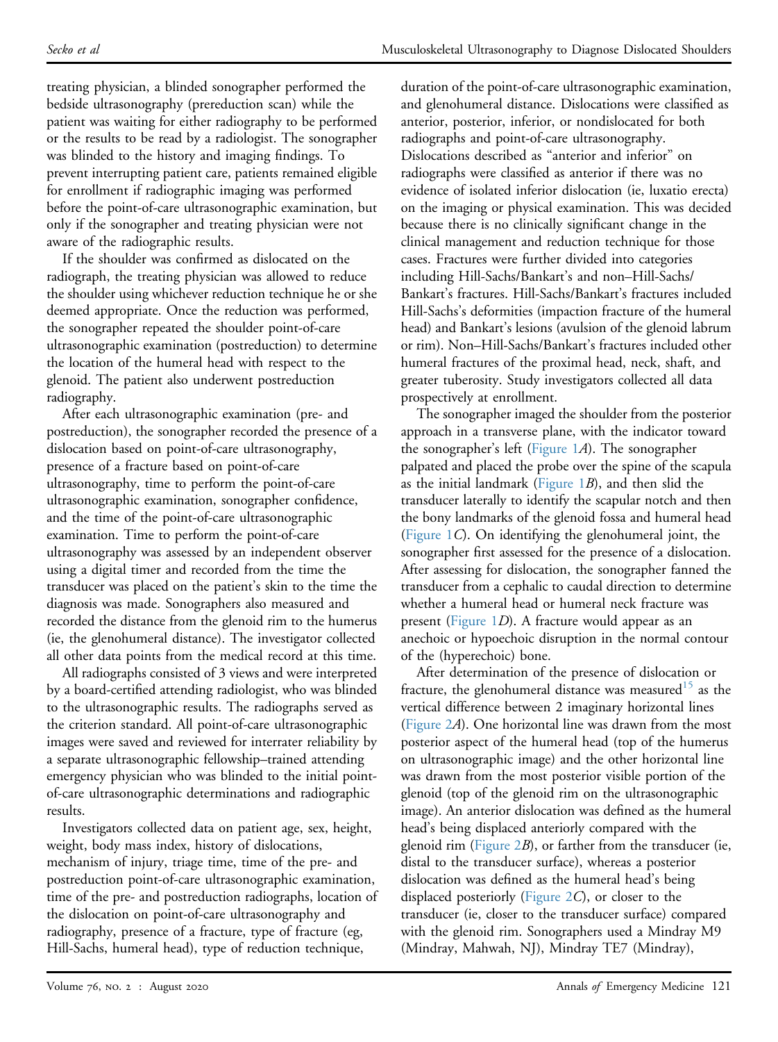treating physician, a blinded sonographer performed the bedside ultrasonography (prereduction scan) while the patient was waiting for either radiography to be performed or the results to be read by a radiologist. The sonographer was blinded to the history and imaging findings. To prevent interrupting patient care, patients remained eligible for enrollment if radiographic imaging was performed before the point-of-care ultrasonographic examination, but only if the sonographer and treating physician were not aware of the radiographic results.

If the shoulder was confirmed as dislocated on the radiograph, the treating physician was allowed to reduce the shoulder using whichever reduction technique he or she deemed appropriate. Once the reduction was performed, the sonographer repeated the shoulder point-of-care ultrasonographic examination (postreduction) to determine the location of the humeral head with respect to the glenoid. The patient also underwent postreduction radiography.

After each ultrasonographic examination (pre- and postreduction), the sonographer recorded the presence of a dislocation based on point-of-care ultrasonography, presence of a fracture based on point-of-care ultrasonography, time to perform the point-of-care ultrasonographic examination, sonographer confidence, and the time of the point-of-care ultrasonographic examination. Time to perform the point-of-care ultrasonography was assessed by an independent observer using a digital timer and recorded from the time the transducer was placed on the patient's skin to the time the diagnosis was made. Sonographers also measured and recorded the distance from the glenoid rim to the humerus (ie, the glenohumeral distance). The investigator collected all other data points from the medical record at this time.

All radiographs consisted of 3 views and were interpreted by a board-certified attending radiologist, who was blinded to the ultrasonographic results. The radiographs served as the criterion standard. All point-of-care ultrasonographic images were saved and reviewed for interrater reliability by a separate ultrasonographic fellowship–trained attending emergency physician who was blinded to the initial point-of-care ultrasonographic determinations and radiographic results.

Investigators collected data on patient age, sex, height, weight, body mass index, history of dislocations, mechanism of injury, triage time, time of the pre- and postreduction point-of-care ultrasonographic examination, time of the pre- and postreduction radiographs, location of the dislocation on point-of-care ultrasonography and radiography, presence of a fracture, type of fracture (eg, Hill-Sachs, humeral head), type of reduction technique, duration of the point-of-care ultrasonographic examination, and glenohumeral distance. Dislocations were classified as anterior, posterior, inferior, or nondislocated for both radiographs and point-of-care ultrasonography. Dislocations described as "anterior and inferior" on radiographs were classified as anterior if there was no evidence of isolated inferior dislocation (ie, luxatio erecta) on the imaging or physical examination. This was decided because there is no clinically significant change in the clinical management and reduction technique for those cases. Fractures were further divided into categories including Hill-Sachs/Bankart's and non–Hill-Sachs/Bankart's fractures. Hill-Sachs/Bankart's fractures included Hill-Sachs's deformities (impaction fracture of the humeral head) and Bankart's lesions (avulsion of the glenoid labrum or rim). Non–Hill-Sachs/Bankart's fractures included other humeral fractures of the proximal head, neck, shaft, and greater tuberosity. Study investigators collected all data prospectively at enrollment.

The sonographer imaged the shoulder from the posterior approach in a transverse plane, with the indicator toward the sonographer's left (Figure 1*A*). The sonographer palpated and placed the probe over the spine of the scapula as the initial landmark (Figure 1*B*), and then slid the transducer laterally to identify the scapular notch and then the bony landmarks of the glenoid fossa and humeral head (Figure 1*C*). On identifying the glenohumeral joint, the sonographer first assessed for the presence of a dislocation. After assessing for dislocation, the sonographer fanned the transducer from a cephalic to caudal direction to determine whether a humeral head or humeral neck fracture was present (Figure 1*D*). A fracture would appear as an anechoic or hypoechoic disruption in the normal contour of the (hyperechoic) bone.

After determination of the presence of dislocation or fracture, the glenohumeral distance was measured[15] as the vertical difference between 2 imaginary horizontal lines (Figure 2*A*). One horizontal line was drawn from the most posterior aspect of the humeral head (top of the humerus on ultrasonographic image) and the other horizontal line was drawn from the most posterior visible portion of the glenoid (top of the glenoid rim on the ultrasonographic image). An anterior dislocation was defined as the humeral head's being displaced anteriorly compared with the glenoid rim (Figure 2*B*), or farther from the transducer (ie, distal to the transducer surface), whereas a posterior dislocation was defined as the humeral head's being displaced posteriorly (Figure 2*C*), or closer to the transducer (ie, closer to the transducer surface) compared with the glenoid rim. Sonographers used a Mindray M9 (Mindray, Mahwah, NJ), Mindray TE7 (Mindray),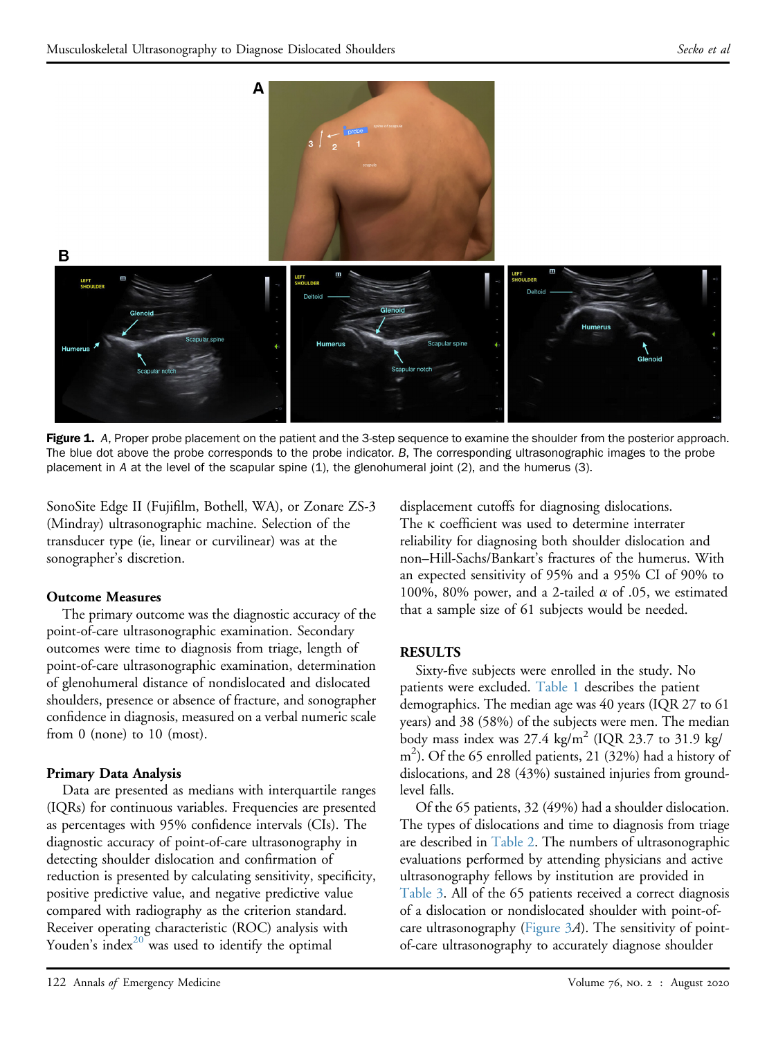**Figure 1.** *A*, Proper probe placement on the patient and the 3-step sequence to examine the shoulder from the posterior approach. The blue dot above the probe corresponds to the probe indicator. *B*, The corresponding ultrasonographic images to the probe placement in *A* at the level of the scapular spine (1), the glenohumeral joint (2), and the humerus (3).

SonoSite Edge II (Fujifilm, Bothell, WA), or Zonare ZS-3 (Mindray) ultrasonographic machine. Selection of the transducer type (ie, linear or curvilinear) was at the sonographer's discretion.

### Outcome Measures

The primary outcome was the diagnostic accuracy of the point-of-care ultrasonographic examination. Secondary outcomes were time to diagnosis from triage, length of point-of-care ultrasonographic examination, determination of glenohumeral distance of nondislocated and dislocated shoulders, presence or absence of fracture, and sonographer confidence in diagnosis, measured on a verbal numeric scale from 0 (none) to 10 (most).

### Primary Data Analysis

Data are presented as medians with interquartile ranges (IQRs) for continuous variables. Frequencies are presented as percentages with 95% confidence intervals (CIs). The diagnostic accuracy of point-of-care ultrasonography in detecting shoulder dislocation and confirmation of reduction is presented by calculating sensitivity, specificity, positive predictive value, and negative predictive value compared with radiography as the criterion standard. Receiver operating characteristic (ROC) analysis with Youden's index[20] was used to identify the optimal displacement cutoffs for diagnosing dislocations. The κ coefficient was used to determine interrater reliability for diagnosing both shoulder dislocation and non–Hill-Sachs/Bankart's fractures of the humerus. With an expected sensitivity of 95% and a 95% CI of 90% to 100%, 80% power, and a 2-tailed $\alpha$ of .05, we estimated that a sample size of 61 subjects would be needed.

## RESULTS

Sixty-five subjects were enrolled in the study. No patients were excluded. Table 1 describes the patient demographics. The median age was 40 years (IQR 27 to 61 years) and 38 (58%) of the subjects were men. The median body mass index was 27.4 kg/m$^2$ (IQR 23.7 to 31.9 kg/m$^2$). Of the 65 enrolled patients, 21 (32%) had a history of dislocations, and 28 (43%) sustained injuries from ground-level falls.

Of the 65 patients, 32 (49%) had a shoulder dislocation. The types of dislocations and time to diagnosis from triage are described in Table 2. The numbers of ultrasonographic evaluations performed by attending physicians and active ultrasonography fellows by institution are provided in Table 3. All of the 65 patients received a correct diagnosis of a dislocation or nondislocated shoulder with point-of-care ultrasonography (Figure 3*A*). The sensitivity of point-of-care ultrasonography to accurately diagnose shoulder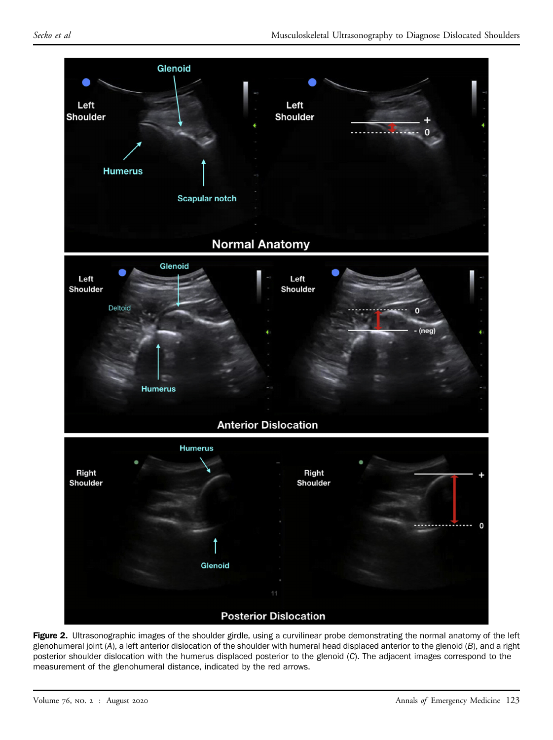**Figure 2.** Ultrasonographic images of the shoulder girdle, using a curvilinear probe demonstrating the normal anatomy of the left glenohumeral joint (*A*), a left anterior dislocation of the shoulder with humeral head displaced anterior to the glenoid (*B*), and a right posterior shoulder dislocation with the humerus displaced posterior to the glenoid (*C*). The adjacent images correspond to the measurement of the glenohumeral distance, indicated by the red arrows.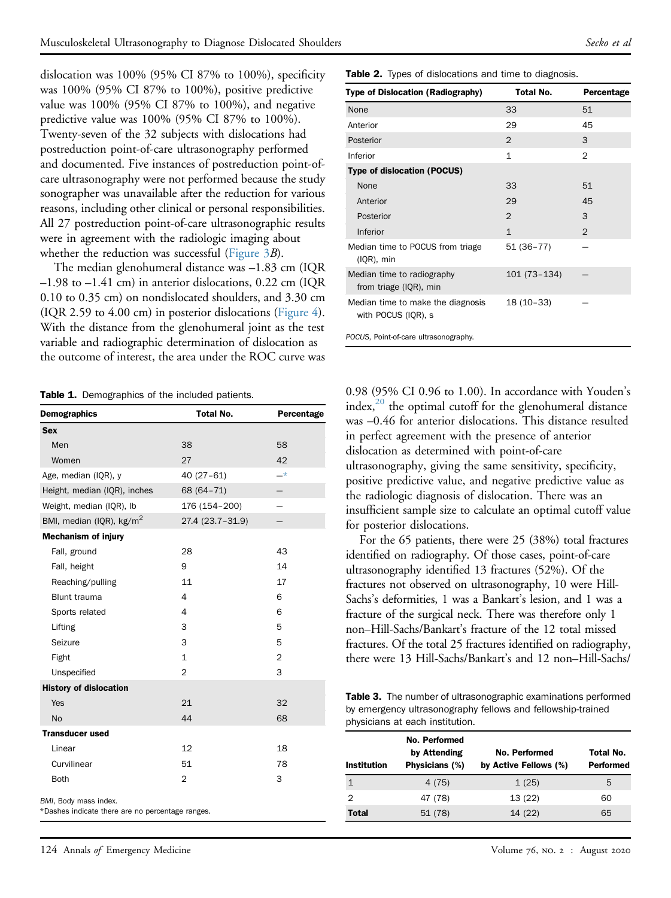dislocation was 100% (95% CI 87% to 100%), specificity was 100% (95% CI 87% to 100%), positive predictive value was 100% (95% CI 87% to 100%), and negative predictive value was 100% (95% CI 87% to 100%). Twenty-seven of the 32 subjects with dislocations had postreduction point-of-care ultrasonography performed and documented. Five instances of postreduction point-of-care ultrasonography were not performed because the study sonographer was unavailable after the reduction for various reasons, including other clinical or personal responsibilities. All 27 postreduction point-of-care ultrasonographic results were in agreement with the radiologic imaging about whether the reduction was successful (Figure 3B).

The median glenohumeral distance was –1.83 cm (IQR –1.98 to –1.41 cm) in anterior dislocations, 0.22 cm (IQR 0.10 to 0.35 cm) on nondislocated shoulders, and 3.30 cm (IQR 2.59 to 4.00 cm) in posterior dislocations (Figure 4). With the distance from the glenohumeral joint as the test variable and radiographic determination of dislocation as the outcome of interest, the area under the ROC curve was 0.98 (95% CI 0.96 to 1.00). In accordance with Youden's index,[20] the optimal cutoff for the glenohumeral distance was –0.46 for anterior dislocations. This distance resulted in perfect agreement with the presence of anterior dislocation as determined with point-of-care ultrasonography, giving the same sensitivity, specificity, positive predictive value, and negative predictive value as the radiologic diagnosis of dislocation. There was an insufficient sample size to calculate an optimal cutoff value for posterior dislocations.

For the 65 patients, there were 25 (38%) total fractures identified on radiography. Of those cases, point-of-care ultrasonography identified 13 fractures (52%). Of the fractures not observed on ultrasonography, 10 were Hill-Sachs's deformities, 1 was a Bankart's lesion, and 1 was a fracture of the surgical neck. There was therefore only 1 non–Hill-Sachs/Bankart's fracture of the 12 total missed fractures. Of the total 25 fractures identified on radiography, there were 13 Hill-Sachs/Bankart's and 12 non–Hill-Sachs/

**Table 1.** Demographics of the included patients.

| Demographics | Total No. | Percentage |
|---|---|---|
| **Sex** | | |
| Men | 38 | 58 |
| Women | 27 | 42 |
| Age, median (IQR), y | 40 (27–61) | –* |
| Height, median (IQR), inches | 68 (64–71) | – |
| Weight, median (IQR), lb | 176 (154–200) | – |
| BMI, median (IQR), kg/m$^2$ | 27.4 (23.7–31.9) | – |
| **Mechanism of injury** | | |
| Fall, ground | 28 | 43 |
| Fall, height | 9 | 14 |
| Reaching/pulling | 11 | 17 |
| Blunt trauma | 4 | 6 |
| Sports related | 4 | 6 |
| Lifting | 3 | 5 |
| Seizure | 3 | 5 |
| Fight | 1 | 2 |
| Unspecified | 2 | 3 |
| **History of dislocation** | | |
| Yes | 21 | 32 |
| No | 44 | 68 |
| **Transducer used** | | |
| Linear | 12 | 18 |
| Curvilinear | 51 | 78 |
| Both | 2 | 3 |

BMI, Body mass index.
*Dashes indicate there are no percentage ranges.

**Table 2.** Types of dislocations and time to diagnosis.

| Type of Dislocation (Radiography) | Total No. | Percentage |
|---|---|---|
| None | 33 | 51 |
| Anterior | 29 | 45 |
| Posterior | 2 | 3 |
| Inferior | 1 | 2 |
| **Type of dislocation (POCUS)** | | |
| None | 33 | 51 |
| Anterior | 29 | 45 |
| Posterior | 2 | 3 |
| Inferior | 1 | 2 |
| Median time to POCUS from triage (IQR), min | 51 (36–77) | – |
| Median time to radiography from triage (IQR), min | 101 (73–134) | – |
| Median time to make the diagnosis with POCUS (IQR), s | 18 (10–33) | – |

POCUS, Point-of-care ultrasonography.

**Table 3.** The number of ultrasonographic examinations performed by emergency ultrasonography fellows and fellowship-trained physicians at each institution.

| Institution | No. Performed by Attending Physicians (%) | No. Performed by Active Fellows (%) | Total No. Performed |
|---|---|---|---|
| 1 | 4 (75) | 1 (25) | 5 |
| 2 | 47 (78) | 13 (22) | 60 |
| **Total** | 51 (78) | 14 (22) | 65 |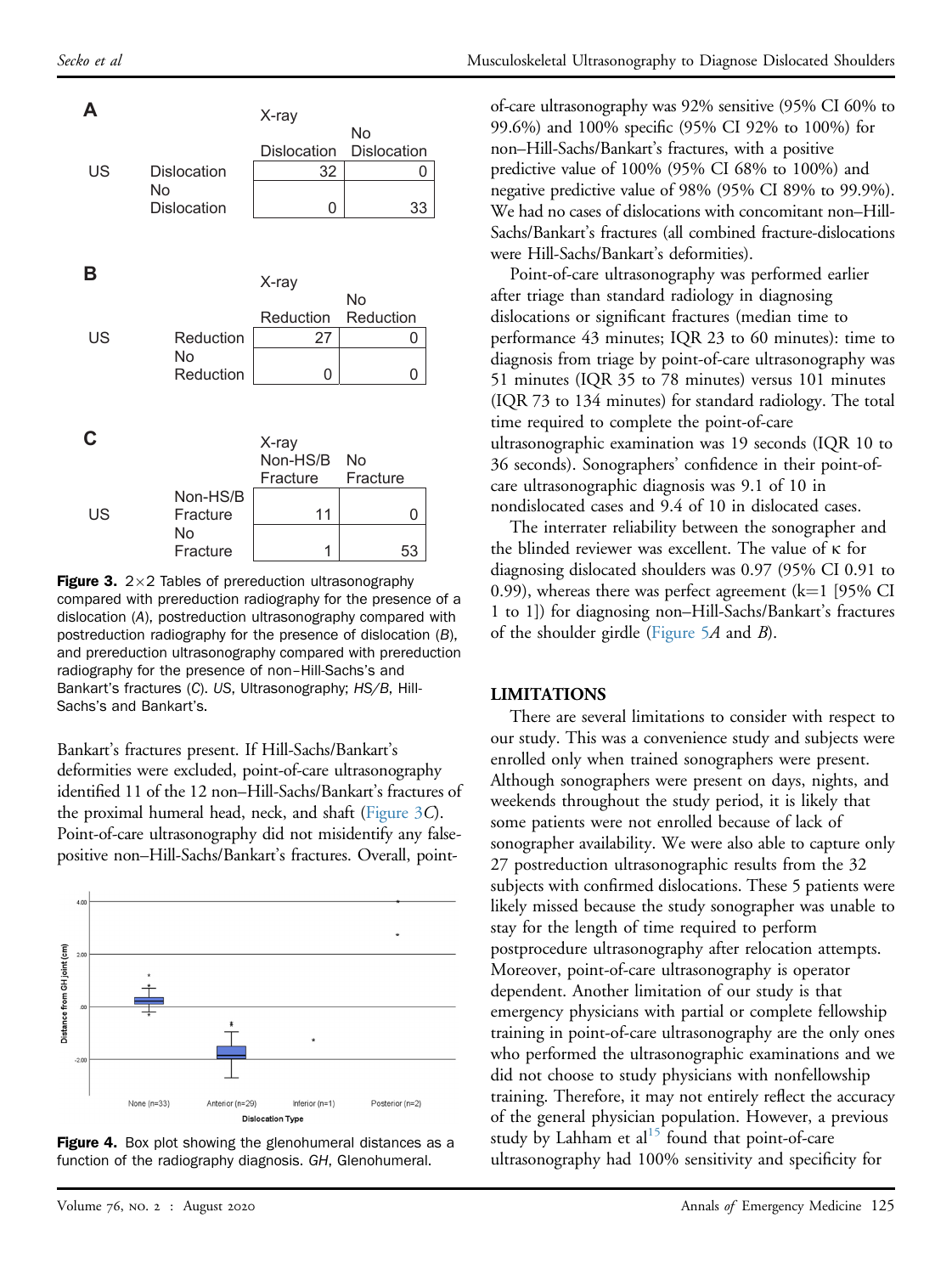**A**

| | | X-ray Dislocation | X-ray No Dislocation |
|---|---|---|---|
| US | Dislocation | 32 | 0 |
| | No Dislocation | 0 | 33 |

**B**

| | | X-ray Reduction | X-ray No Reduction |
|---|---|---|---|
| US | Reduction | 27 | 0 |
| | No Reduction | 0 | 0 |

**C**

| | | X-ray Non-HS/B Fracture | X-ray No Fracture |
|---|---|---|---|
| US | Non-HS/B Fracture | 11 | 0 |
| | No Fracture | 1 | 53 |

**Figure 3.** 2×2 Tables of prereduction ultrasonography compared with prereduction radiography for the presence of a dislocation (*A*), postreduction ultrasonography compared with postreduction radiography for the presence of dislocation (*B*), and prereduction ultrasonography compared with prereduction radiography for the presence of non–Hill-Sachs's and Bankart's fractures (*C*). *US*, Ultrasonography; *HS/B*, Hill-Sachs's and Bankart's.

Bankart's fractures present. If Hill-Sachs/Bankart's deformities were excluded, point-of-care ultrasonography identified 11 of the 12 non–Hill-Sachs/Bankart's fractures of the proximal humeral head, neck, and shaft (Figure 3*C*). Point-of-care ultrasonography did not misidentify any false-positive non–Hill-Sachs/Bankart's fractures. Overall, point-of-care ultrasonography was 92% sensitive (95% CI 60% to 99.6%) and 100% specific (95% CI 92% to 100%) for non–Hill-Sachs/Bankart's fractures, with a positive predictive value of 100% (95% CI 68% to 100%) and negative predictive value of 98% (95% CI 89% to 99.9%). We had no cases of dislocations with concomitant non–Hill-Sachs/Bankart's fractures (all combined fracture-dislocations were Hill-Sachs/Bankart's deformities).

**Figure 4.** Box plot showing the glenohumeral distances as a function of the radiography diagnosis. *GH*, Glenohumeral.

Point-of-care ultrasonography was performed earlier after triage than standard radiology in diagnosing dislocations or significant fractures (median time to performance 43 minutes; IQR 23 to 60 minutes): time to diagnosis from triage by point-of-care ultrasonography was 51 minutes (IQR 35 to 78 minutes) versus 101 minutes (IQR 73 to 134 minutes) for standard radiology. The total time required to complete the point-of-care ultrasonographic examination was 19 seconds (IQR 10 to 36 seconds). Sonographers' confidence in their point-of-care ultrasonographic diagnosis was 9.1 of 10 in nondislocated cases and 9.4 of 10 in dislocated cases.

The interrater reliability between the sonographer and the blinded reviewer was excellent. The value of $\kappa$ for diagnosing dislocated shoulders was 0.97 (95% CI 0.91 to 0.99), whereas there was perfect agreement ($k=1$ [95% CI 1 to 1]) for diagnosing non–Hill-Sachs/Bankart's fractures of the shoulder girdle (Figure 5*A* and *B*).

## LIMITATIONS

There are several limitations to consider with respect to our study. This was a convenience study and subjects were enrolled only when trained sonographers were present. Although sonographers were present on days, nights, and weekends throughout the study period, it is likely that some patients were not enrolled because of lack of sonographer availability. We were also able to capture only 27 postreduction ultrasonographic results from the 32 subjects with confirmed dislocations. These 5 patients were likely missed because the study sonographer was unable to stay for the length of time required to perform postprocedure ultrasonography after relocation attempts. Moreover, point-of-care ultrasonography is operator dependent. Another limitation of our study is that emergency physicians with partial or complete fellowship training in point-of-care ultrasonography are the only ones who performed the ultrasonographic examinations and we did not choose to study physicians with nonfellowship training. Therefore, it may not entirely reflect the accuracy of the general physician population. However, a previous study by Lahham et al[15] found that point-of-care ultrasonography had 100% sensitivity and specificity for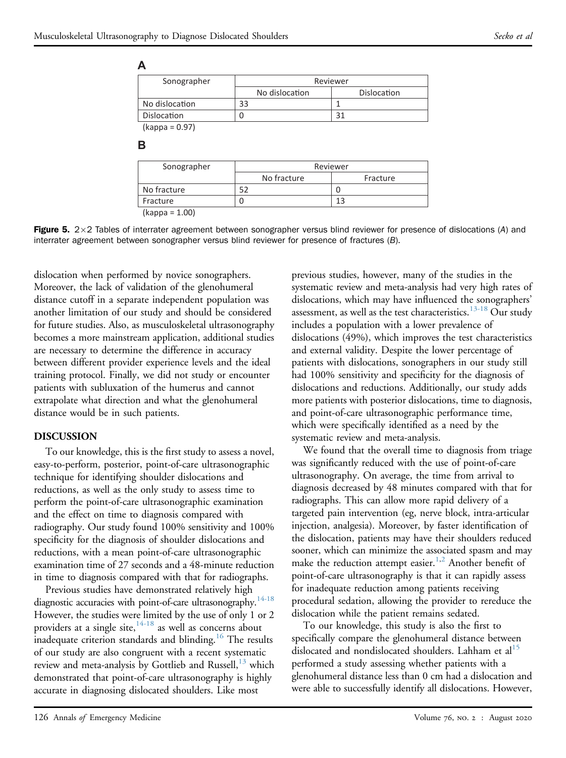**A**

| Sonographer | Reviewer | |
|---|---|---|
| | No dislocation | Dislocation |
| No dislocation | 33 | 1 |
| Dislocation | 0 | 31 |

(kappa = 0.97)

**B**

| Sonographer | Reviewer | |
|---|---|---|
| | No fracture | Fracture |
| No fracture | 52 | 0 |
| Fracture | 0 | 13 |

(kappa = 1.00)

**Figure 5.** 2×2 Tables of interrater agreement between sonographer versus blind reviewer for presence of dislocations (*A*) and interrater agreement between sonographer versus blind reviewer for presence of fractures (*B*).

dislocation when performed by novice sonographers. Moreover, the lack of validation of the glenohumeral distance cutoff in a separate independent population was another limitation of our study and should be considered for future studies. Also, as musculoskeletal ultrasonography becomes a more mainstream application, additional studies are necessary to determine the difference in accuracy between different provider experience levels and the ideal training protocol. Finally, we did not study or encounter patients with subluxation of the humerus and cannot extrapolate what direction and what the glenohumeral distance would be in such patients.

## DISCUSSION

To our knowledge, this is the first study to assess a novel, easy-to-perform, posterior, point-of-care ultrasonographic technique for identifying shoulder dislocations and reductions, as well as the only study to assess time to perform the point-of-care ultrasonographic examination and the effect on time to diagnosis compared with radiography. Our study found 100% sensitivity and 100% specificity for the diagnosis of shoulder dislocations and reductions, with a mean point-of-care ultrasonographic examination time of 27 seconds and a 48-minute reduction in time to diagnosis compared with that for radiographs.

Previous studies have demonstrated relatively high diagnostic accuracies with point-of-care ultrasonography.[14-18] However, the studies were limited by the use of only 1 or 2 providers at a single site,[14-18] as well as concerns about inadequate criterion standards and blinding.[16] The results of our study are also congruent with a recent systematic review and meta-analysis by Gottlieb and Russell,[13] which demonstrated that point-of-care ultrasonography is highly accurate in diagnosing dislocated shoulders. Like most previous studies, however, many of the studies in the systematic review and meta-analysis had very high rates of dislocations, which may have influenced the sonographers' assessment, as well as the test characteristics.[13-18] Our study includes a population with a lower prevalence of dislocations (49%), which improves the test characteristics and external validity. Despite the lower percentage of patients with dislocations, sonographers in our study still had 100% sensitivity and specificity for the diagnosis of dislocations and reductions. Additionally, our study adds more patients with posterior dislocations, time to diagnosis, and point-of-care ultrasonographic performance time, which were specifically identified as a need by the systematic review and meta-analysis.

We found that the overall time to diagnosis from triage was significantly reduced with the use of point-of-care ultrasonography. On average, the time from arrival to diagnosis decreased by 48 minutes compared with that for radiographs. This can allow more rapid delivery of a targeted pain intervention (eg, nerve block, intra-articular injection, analgesia). Moreover, by faster identification of the dislocation, patients may have their shoulders reduced sooner, which can minimize the associated spasm and may make the reduction attempt easier.[1,2] Another benefit of point-of-care ultrasonography is that it can rapidly assess for inadequate reduction among patients receiving procedural sedation, allowing the provider to rereduce the dislocation while the patient remains sedated.

To our knowledge, this study is also the first to specifically compare the glenohumeral distance between dislocated and nondislocated shoulders. Lahham et al[15] performed a study assessing whether patients with a glenohumeral distance less than 0 cm had a dislocation and were able to successfully identify all dislocations. However,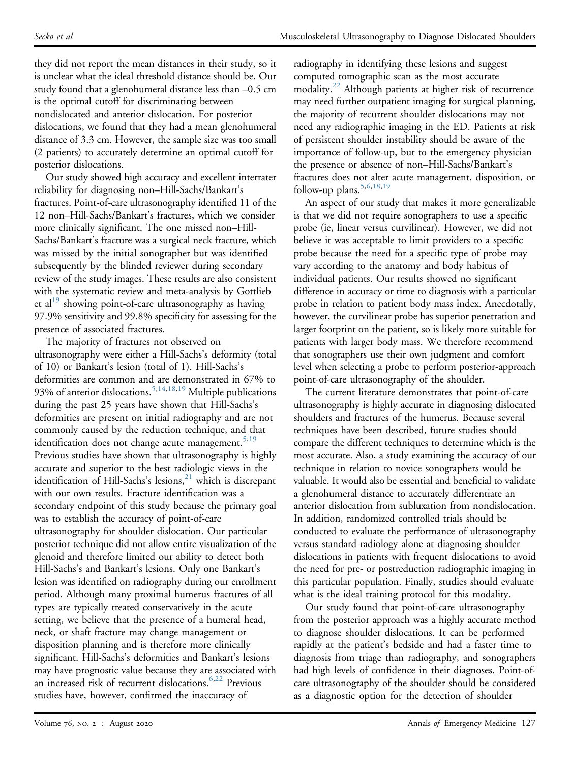they did not report the mean distances in their study, so it is unclear what the ideal threshold distance should be. Our study found that a glenohumeral distance less than –0.5 cm is the optimal cutoff for discriminating between nondislocated and anterior dislocation. For posterior dislocations, we found that they had a mean glenohumeral distance of 3.3 cm. However, the sample size was too small (2 patients) to accurately determine an optimal cutoff for posterior dislocations.

Our study showed high accuracy and excellent interrater reliability for diagnosing non–Hill-Sachs/Bankart's fractures. Point-of-care ultrasonography identified 11 of the 12 non–Hill-Sachs/Bankart's fractures, which we consider more clinically significant. The one missed non–Hill-Sachs/Bankart's fracture was a surgical neck fracture, which was missed by the initial sonographer but was identified subsequently by the blinded reviewer during secondary review of the study images. These results are also consistent with the systematic review and meta-analysis by Gottlieb et al[19] showing point-of-care ultrasonography as having 97.9% sensitivity and 99.8% specificity for assessing for the presence of associated fractures.

The majority of fractures not observed on ultrasonography were either a Hill-Sachs's deformity (total of 10) or Bankart's lesion (total of 1). Hill-Sachs's deformities are common and are demonstrated in 67% to 93% of anterior dislocations.[5,14,18,19] Multiple publications during the past 25 years have shown that Hill-Sachs's deformities are present on initial radiography and are not commonly caused by the reduction technique, and that identification does not change acute management.[5,19] Previous studies have shown that ultrasonography is highly accurate and superior to the best radiologic views in the identification of Hill-Sachs's lesions,[21] which is discrepant with our own results. Fracture identification was a secondary endpoint of this study because the primary goal was to establish the accuracy of point-of-care ultrasonography for shoulder dislocation. Our particular posterior technique did not allow entire visualization of the glenoid and therefore limited our ability to detect both Hill-Sachs's and Bankart's lesions. Only one Bankart's lesion was identified on radiography during our enrollment period. Although many proximal humerus fractures of all types are typically treated conservatively in the acute setting, we believe that the presence of a humeral head, neck, or shaft fracture may change management or disposition planning and is therefore more clinically significant. Hill-Sachs's deformities and Bankart's lesions may have prognostic value because they are associated with an increased risk of recurrent dislocations.[6,22] Previous studies have, however, confirmed the inaccuracy of radiography in identifying these lesions and suggest computed tomographic scan as the most accurate modality.[22] Although patients at higher risk of recurrence may need further outpatient imaging for surgical planning, the majority of recurrent shoulder dislocations may not need any radiographic imaging in the ED. Patients at risk of persistent shoulder instability should be aware of the importance of follow-up, but to the emergency physician the presence or absence of non–Hill-Sachs/Bankart's fractures does not alter acute management, disposition, or follow-up plans.[5,6,18,19]

An aspect of our study that makes it more generalizable is that we did not require sonographers to use a specific probe (ie, linear versus curvilinear). However, we did not believe it was acceptable to limit providers to a specific probe because the need for a specific type of probe may vary according to the anatomy and body habitus of individual patients. Our results showed no significant difference in accuracy or time to diagnosis with a particular probe in relation to patient body mass index. Anecdotally, however, the curvilinear probe has superior penetration and larger footprint on the patient, so is likely more suitable for patients with larger body mass. We therefore recommend that sonographers use their own judgment and comfort level when selecting a probe to perform posterior-approach point-of-care ultrasonography of the shoulder.

The current literature demonstrates that point-of-care ultrasonography is highly accurate in diagnosing dislocated shoulders and fractures of the humerus. Because several techniques have been described, future studies should compare the different techniques to determine which is the most accurate. Also, a study examining the accuracy of our technique in relation to novice sonographers would be valuable. It would also be essential and beneficial to validate a glenohumeral distance to accurately differentiate an anterior dislocation from subluxation from nondislocation. In addition, randomized controlled trials should be conducted to evaluate the performance of ultrasonography versus standard radiology alone at diagnosing shoulder dislocations in patients with frequent dislocations to avoid the need for pre- or postreduction radiographic imaging in this particular population. Finally, studies should evaluate what is the ideal training protocol for this modality.

Our study found that point-of-care ultrasonography from the posterior approach was a highly accurate method to diagnose shoulder dislocations. It can be performed rapidly at the patient's bedside and had a faster time to diagnosis from triage than radiography, and sonographers had high levels of confidence in their diagnoses. Point-of-care ultrasonography of the shoulder should be considered as a diagnostic option for the detection of shoulder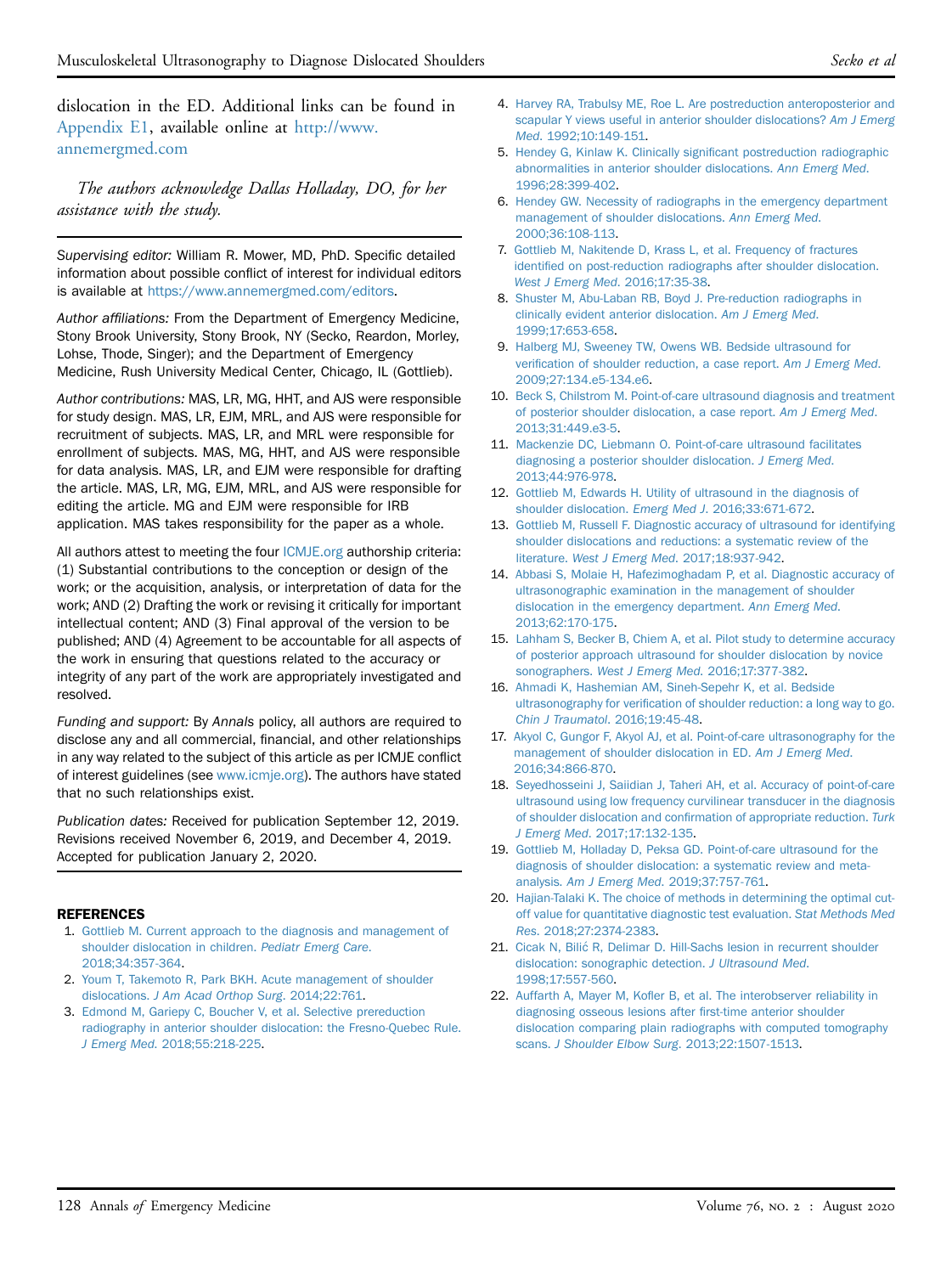dislocation in the ED. Additional links can be found in Appendix E1, available online at http://www.annemergmed.com

*The authors acknowledge Dallas Holladay, DO, for her assistance with the study.*

*Supervising editor:* William R. Mower, MD, PhD. Specific detailed information about possible conflict of interest for individual editors is available at https://www.annemergmed.com/editors.

*Author affiliations:* From the Department of Emergency Medicine, Stony Brook University, Stony Brook, NY (Secko, Reardon, Morley, Lohse, Thode, Singer); and the Department of Emergency Medicine, Rush University Medical Center, Chicago, IL (Gottlieb).

*Author contributions:* MAS, LR, MG, HHT, and AJS were responsible for study design. MAS, LR, EJM, MRL, and AJS were responsible for recruitment of subjects. MAS, LR, and MRL were responsible for enrollment of subjects. MAS, MG, HHT, and AJS were responsible for data analysis. MAS, LR, and EJM were responsible for drafting the article. MAS, LR, MG, EJM, MRL, and AJS were responsible for editing the article. MG and EJM were responsible for IRB application. MAS takes responsibility for the paper as a whole.

All authors attest to meeting the four ICMJE.org authorship criteria: (1) Substantial contributions to the conception or design of the work; or the acquisition, analysis, or interpretation of data for the work; AND (2) Drafting the work or revising it critically for important intellectual content; AND (3) Final approval of the version to be published; AND (4) Agreement to be accountable for all aspects of the work in ensuring that questions related to the accuracy or integrity of any part of the work are appropriately investigated and resolved.

*Funding and support:* By *Annals* policy, all authors are required to disclose any and all commercial, financial, and other relationships in any way related to the subject of this article as per ICMJE conflict of interest guidelines (see www.icmje.org). The authors have stated that no such relationships exist.

*Publication dates:* Received for publication September 12, 2019. Revisions received November 6, 2019, and December 4, 2019. Accepted for publication January 2, 2020.

## REFERENCES

1. Gottlieb M. Current approach to the diagnosis and management of shoulder dislocation in children. *Pediatr Emerg Care*. 2018;34:357-364.
2. Youm T, Takemoto R, Park BKH. Acute management of shoulder dislocations. *J Am Acad Orthop Surg*. 2014;22:761.
3. Edmond M, Gariepy C, Boucher V, et al. Selective prereduction radiography in anterior shoulder dislocation: the Fresno-Quebec Rule. *J Emerg Med*. 2018;55:218-225.
4. Harvey RA, Trabulsy ME, Roe L. Are postreduction anteroposterior and scapular Y views useful in anterior shoulder dislocations? *Am J Emerg Med*. 1992;10:149-151.
5. Hendey G, Kinlaw K. Clinically significant postreduction radiographic abnormalities in anterior shoulder dislocations. *Ann Emerg Med*. 1996;28:399-402.
6. Hendey GW. Necessity of radiographs in the emergency department management of shoulder dislocations. *Ann Emerg Med*. 2000;36:108-113.
7. Gottlieb M, Nakitende D, Krass L, et al. Frequency of fractures identified on post-reduction radiographs after shoulder dislocation. *West J Emerg Med*. 2016;17:35-38.
8. Shuster M, Abu-Laban RB, Boyd J. Pre-reduction radiographs in clinically evident anterior dislocation. *Am J Emerg Med*. 1999;17:653-658.
9. Halberg MJ, Sweeney TW, Owens WB. Bedside ultrasound for verification of shoulder reduction, a case report. *Am J Emerg Med*. 2009;27:134.e5-134.e6.
10. Beck S, Chilstrom M. Point-of-care ultrasound diagnosis and treatment of posterior shoulder dislocation, a case report. *Am J Emerg Med*. 2013;31:449.e3-5.
11. Mackenzie DC, Liebmann O. Point-of-care ultrasound facilitates diagnosing a posterior shoulder dislocation. *J Emerg Med*. 2013;44:976-978.
12. Gottlieb M, Edwards H. Utility of ultrasound in the diagnosis of shoulder dislocation. *Emerg Med J*. 2016;33:671-672.
13. Gottlieb M, Russell F. Diagnostic accuracy of ultrasound for identifying shoulder dislocations and reductions: a systematic review of the literature. *West J Emerg Med*. 2017;18:937-942.
14. Abbasi S, Molaie H, Hafezimoghadam P, et al. Diagnostic accuracy of ultrasonographic examination in the management of shoulder dislocation in the emergency department. *Ann Emerg Med*. 2013;62:170-175.
15. Lahham S, Becker B, Chiem A, et al. Pilot study to determine accuracy of posterior approach ultrasound for shoulder dislocation by novice sonographers. *West J Emerg Med*. 2016;17:377-382.
16. Ahmadi K, Hashemian AM, Sineh-Sepehr K, et al. Bedside ultrasonography for verification of shoulder reduction: a long way to go. *Chin J Traumatol*. 2016;19:45-48.
17. Akyol C, Gungor F, Akyol AJ, et al. Point-of-care ultrasonography for the management of shoulder dislocation in ED. *Am J Emerg Med*. 2016;34:866-870.
18. Seyedhosseini J, Saiidian J, Taheri AH, et al. Accuracy of point-of-care ultrasound using low frequency curvilinear transducer in the diagnosis of shoulder dislocation and confirmation of appropriate reduction. *Turk J Emerg Med*. 2017;17:132-135.
19. Gottlieb M, Holladay D, Peksa GD. Point-of-care ultrasound for the diagnosis of shoulder dislocation: a systematic review and meta-analysis. *Am J Emerg Med*. 2019;37:757-761.
20. Hajian-Talaki K. The choice of methods in determining the optimal cut-off value for quantitative diagnostic test evaluation. *Stat Methods Med Res*. 2018;27:2374-2383.
21. Cicak N, Bilić R, Delimar D. Hill-Sachs lesion in recurrent shoulder dislocation: sonographic detection. *J Ultrasound Med*. 1998;17:557-560.
22. Auffarth A, Mayer M, Kofler B, et al. The interobserver reliability in diagnosing osseous lesions after first-time anterior shoulder dislocation comparing plain radiographs with computed tomography scans. *J Shoulder Elbow Surg*. 2013;22:1507-1513.